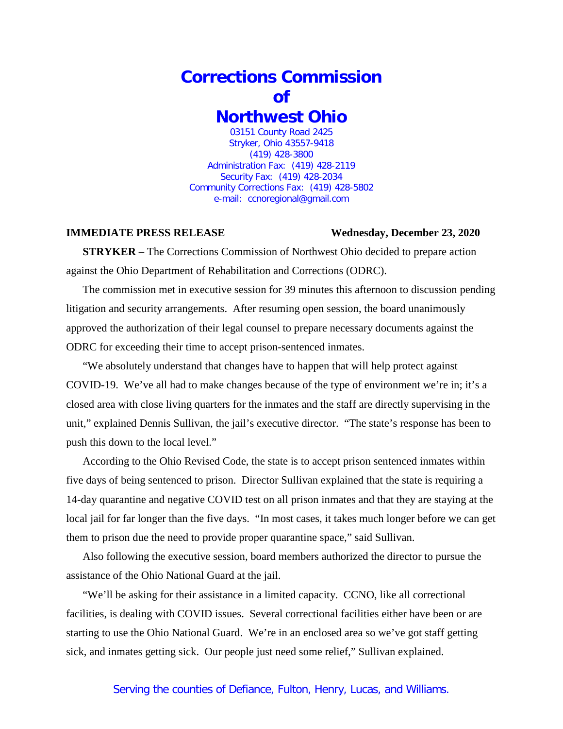# Corrections Commission of Northwest Ohio

03151 County Road 2425
Stryker, Ohio 43557-9418
(419) 428-3800
Administration Fax: (419) 428-2119
Security Fax: (419) 428-2034
Community Corrections Fax: (419) 428-5802
e-mail: ccnoregional@gmail.com

**IMMEDIATE PRESS RELEASE** **Wednesday, December 23, 2020**

**STRYKER** – The Corrections Commission of Northwest Ohio decided to prepare action against the Ohio Department of Rehabilitation and Corrections (ODRC).

The commission met in executive session for 39 minutes this afternoon to discussion pending litigation and security arrangements. After resuming open session, the board unanimously approved the authorization of their legal counsel to prepare necessary documents against the ODRC for exceeding their time to accept prison-sentenced inmates.

"We absolutely understand that changes have to happen that will help protect against COVID-19. We've all had to make changes because of the type of environment we're in; it's a closed area with close living quarters for the inmates and the staff are directly supervising in the unit," explained Dennis Sullivan, the jail's executive director. "The state's response has been to push this down to the local level."

According to the Ohio Revised Code, the state is to accept prison sentenced inmates within five days of being sentenced to prison. Director Sullivan explained that the state is requiring a 14-day quarantine and negative COVID test on all prison inmates and that they are staying at the local jail for far longer than the five days. "In most cases, it takes much longer before we can get them to prison due the need to provide proper quarantine space," said Sullivan.

Also following the executive session, board members authorized the director to pursue the assistance of the Ohio National Guard at the jail.

"We'll be asking for their assistance in a limited capacity. CCNO, like all correctional facilities, is dealing with COVID issues. Several correctional facilities either have been or are starting to use the Ohio National Guard. We're in an enclosed area so we've got staff getting sick, and inmates getting sick. Our people just need some relief," Sullivan explained.

Serving the counties of Defiance, Fulton, Henry, Lucas, and Williams.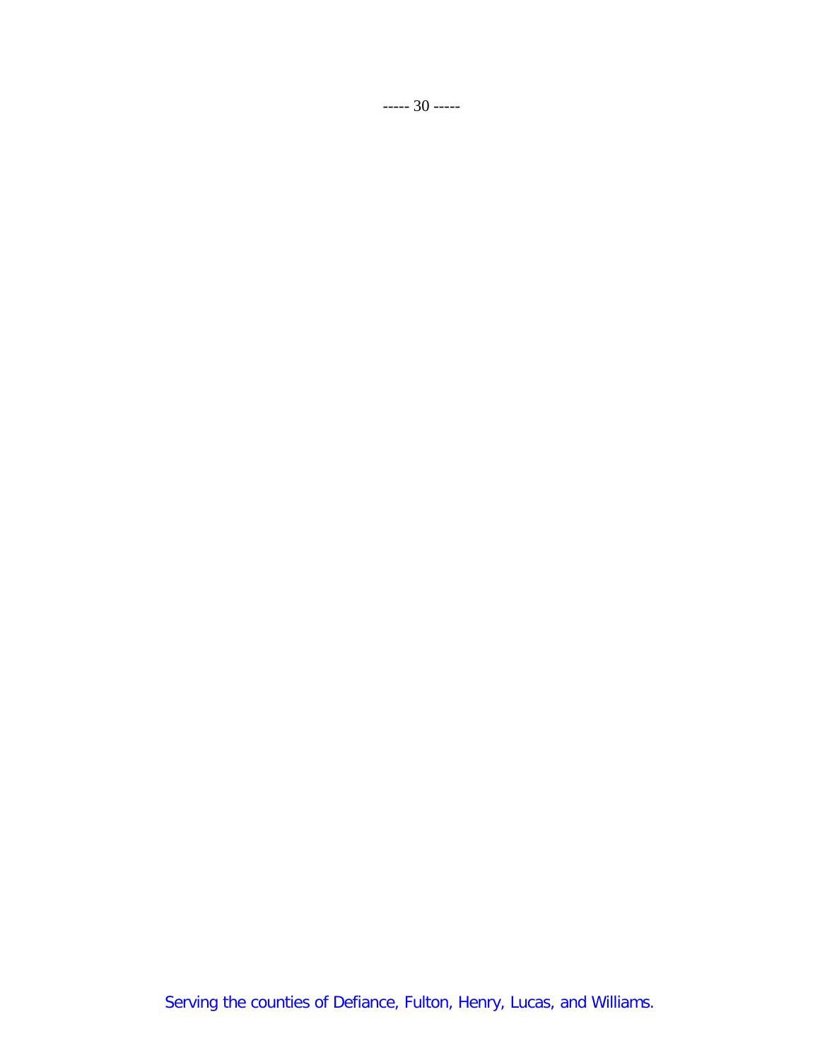----- 30 -----